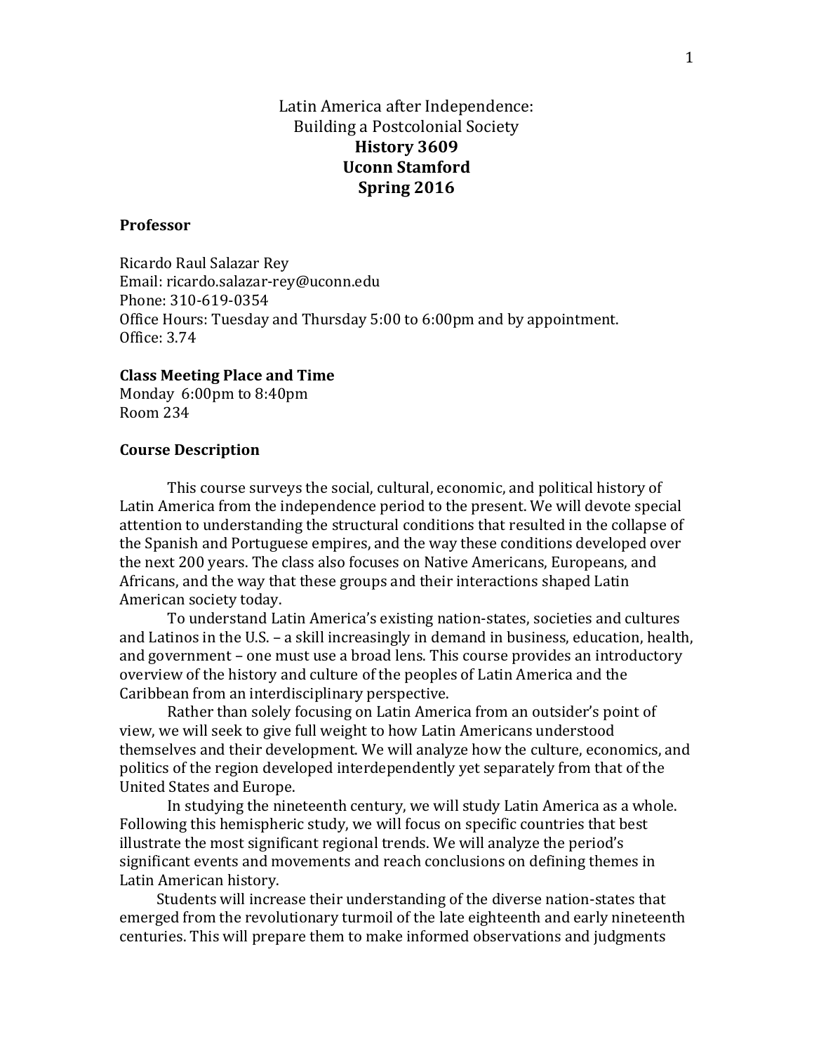# Latin America after Independence:
# Building a Postcolonial Society
# History 3609
# Uconn Stamford
# Spring 2016

**Professor**

Ricardo Raul Salazar Rey
Email: ricardo.salazar-rey@uconn.edu
Phone: 310-619-0354
Office Hours: Tuesday and Thursday 5:00 to 6:00pm and by appointment.
Office: 3.74

**Class Meeting Place and Time**
Monday 6:00pm to 8:40pm
Room 234

**Course Description**

This course surveys the social, cultural, economic, and political history of Latin America from the independence period to the present. We will devote special attention to understanding the structural conditions that resulted in the collapse of the Spanish and Portuguese empires, and the way these conditions developed over the next 200 years. The class also focuses on Native Americans, Europeans, and Africans, and the way that these groups and their interactions shaped Latin American society today.

To understand Latin America's existing nation-states, societies and cultures and Latinos in the U.S. – a skill increasingly in demand in business, education, health, and government – one must use a broad lens. This course provides an introductory overview of the history and culture of the peoples of Latin America and the Caribbean from an interdisciplinary perspective.

Rather than solely focusing on Latin America from an outsider's point of view, we will seek to give full weight to how Latin Americans understood themselves and their development. We will analyze how the culture, economics, and politics of the region developed interdependently yet separately from that of the United States and Europe.

In studying the nineteenth century, we will study Latin America as a whole. Following this hemispheric study, we will focus on specific countries that best illustrate the most significant regional trends. We will analyze the period's significant events and movements and reach conclusions on defining themes in Latin American history.

Students will increase their understanding of the diverse nation-states that emerged from the revolutionary turmoil of the late eighteenth and early nineteenth centuries. This will prepare them to make informed observations and judgments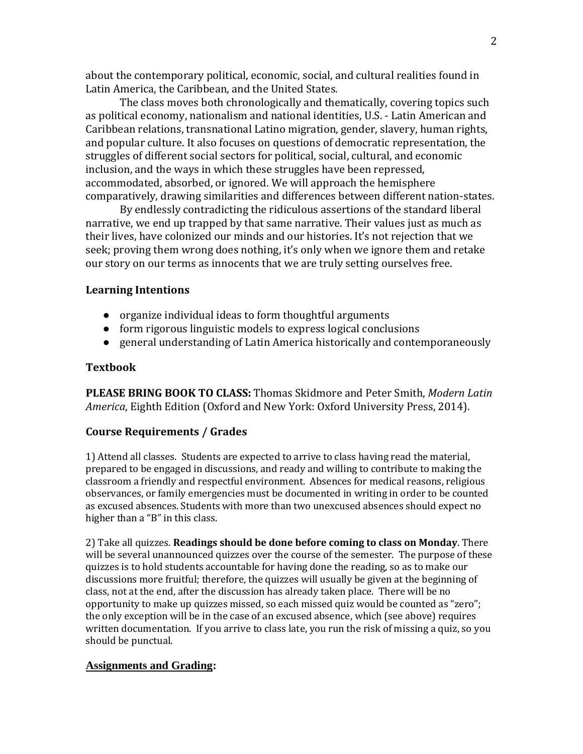about the contemporary political, economic, social, and cultural realities found in Latin America, the Caribbean, and the United States.

The class moves both chronologically and thematically, covering topics such as political economy, nationalism and national identities, U.S. - Latin American and Caribbean relations, transnational Latino migration, gender, slavery, human rights, and popular culture. It also focuses on questions of democratic representation, the struggles of different social sectors for political, social, cultural, and economic inclusion, and the ways in which these struggles have been repressed, accommodated, absorbed, or ignored. We will approach the hemisphere comparatively, drawing similarities and differences between different nation-states.

By endlessly contradicting the ridiculous assertions of the standard liberal narrative, we end up trapped by that same narrative. Their values just as much as their lives, have colonized our minds and our histories. It's not rejection that we seek; proving them wrong does nothing, it's only when we ignore them and retake our story on our terms as innocents that we are truly setting ourselves free.

### Learning Intentions

- organize individual ideas to form thoughtful arguments
- form rigorous linguistic models to express logical conclusions
- general understanding of Latin America historically and contemporaneously

### Textbook

**PLEASE BRING BOOK TO CLASS:** Thomas Skidmore and Peter Smith, *Modern Latin America*, Eighth Edition (Oxford and New York: Oxford University Press, 2014).

### Course Requirements / Grades

1) Attend all classes. Students are expected to arrive to class having read the material, prepared to be engaged in discussions, and ready and willing to contribute to making the classroom a friendly and respectful environment. Absences for medical reasons, religious observances, or family emergencies must be documented in writing in order to be counted as excused absences. Students with more than two unexcused absences should expect no higher than a "B" in this class.

2) Take all quizzes. **Readings should be done before coming to class on Monday**. There will be several unannounced quizzes over the course of the semester. The purpose of these quizzes is to hold students accountable for having done the reading, so as to make our discussions more fruitful; therefore, the quizzes will usually be given at the beginning of class, not at the end, after the discussion has already taken place. There will be no opportunity to make up quizzes missed, so each missed quiz would be counted as "zero"; the only exception will be in the case of an excused absence, which (see above) requires written documentation. If you arrive to class late, you run the risk of missing a quiz, so you should be punctual.

### Assignments and Grading: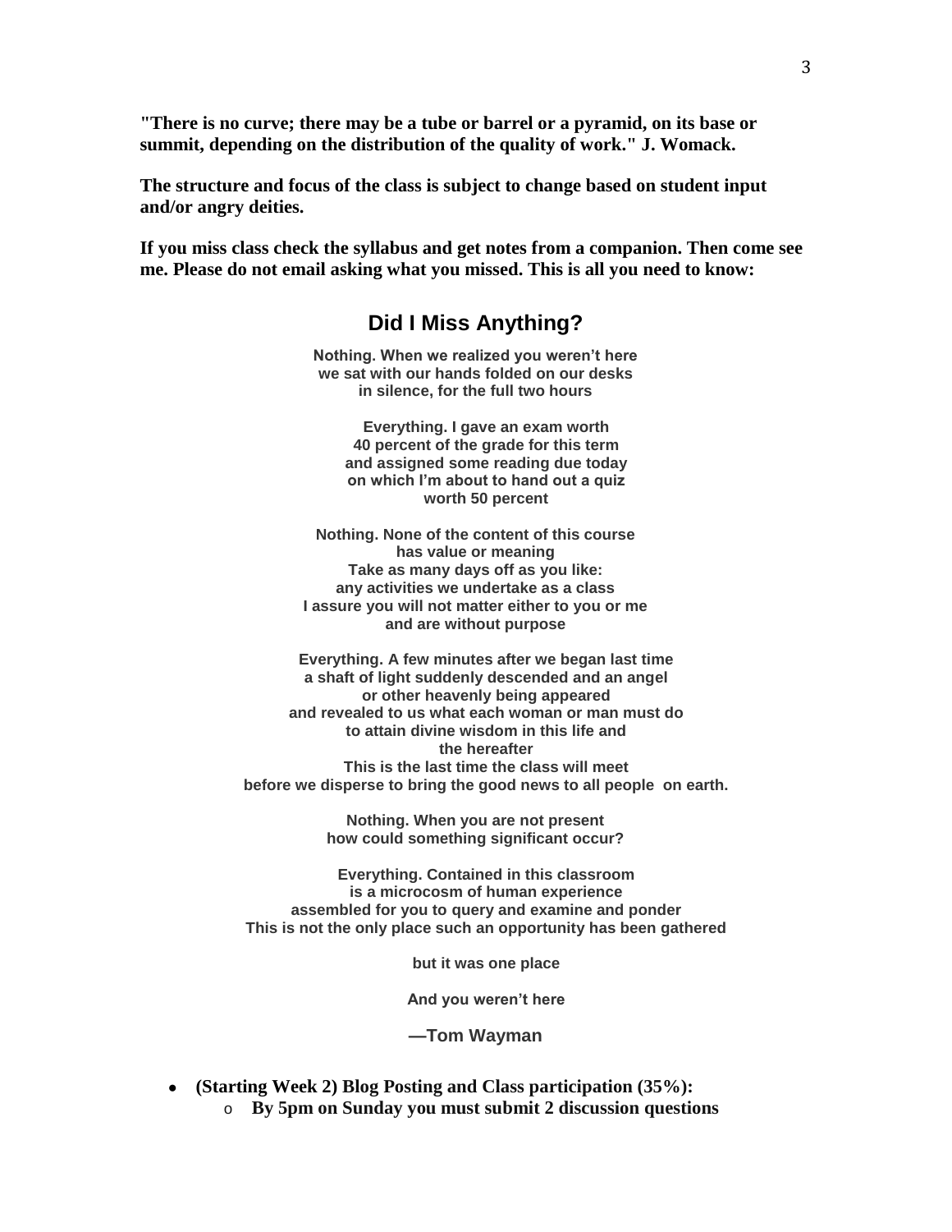**"There is no curve; there may be a tube or barrel or a pyramid, on its base or summit, depending on the distribution of the quality of work." J. Womack.**

**The structure and focus of the class is subject to change based on student input and/or angry deities.**

**If you miss class check the syllabus and get notes from a companion. Then come see me. Please do not email asking what you missed. This is all you need to know:**

## Did I Miss Anything?

**Nothing. When we realized you weren't here**
**we sat with our hands folded on our desks**
**in silence, for the full two hours**

**Everything. I gave an exam worth**
**40 percent of the grade for this term**
**and assigned some reading due today**
**on which I'm about to hand out a quiz**
**worth 50 percent**

**Nothing. None of the content of this course**
**has value or meaning**
**Take as many days off as you like:**
**any activities we undertake as a class**
**I assure you will not matter either to you or me**
**and are without purpose**

**Everything. A few minutes after we began last time**
**a shaft of light suddenly descended and an angel**
**or other heavenly being appeared**
**and revealed to us what each woman or man must do**
**to attain divine wisdom in this life and**
**the hereafter**
**This is the last time the class will meet**
**before we disperse to bring the good news to all people on earth.**

**Nothing. When you are not present**
**how could something significant occur?**

**Everything. Contained in this classroom**
**is a microcosm of human experience**
**assembled for you to query and examine and ponder**
**This is not the only place such an opportunity has been gathered**

**but it was one place**

**And you weren't here**

**—Tom Wayman**

- **(Starting Week 2) Blog Posting and Class participation (35%):**
  - **By 5pm on Sunday you must submit 2 discussion questions**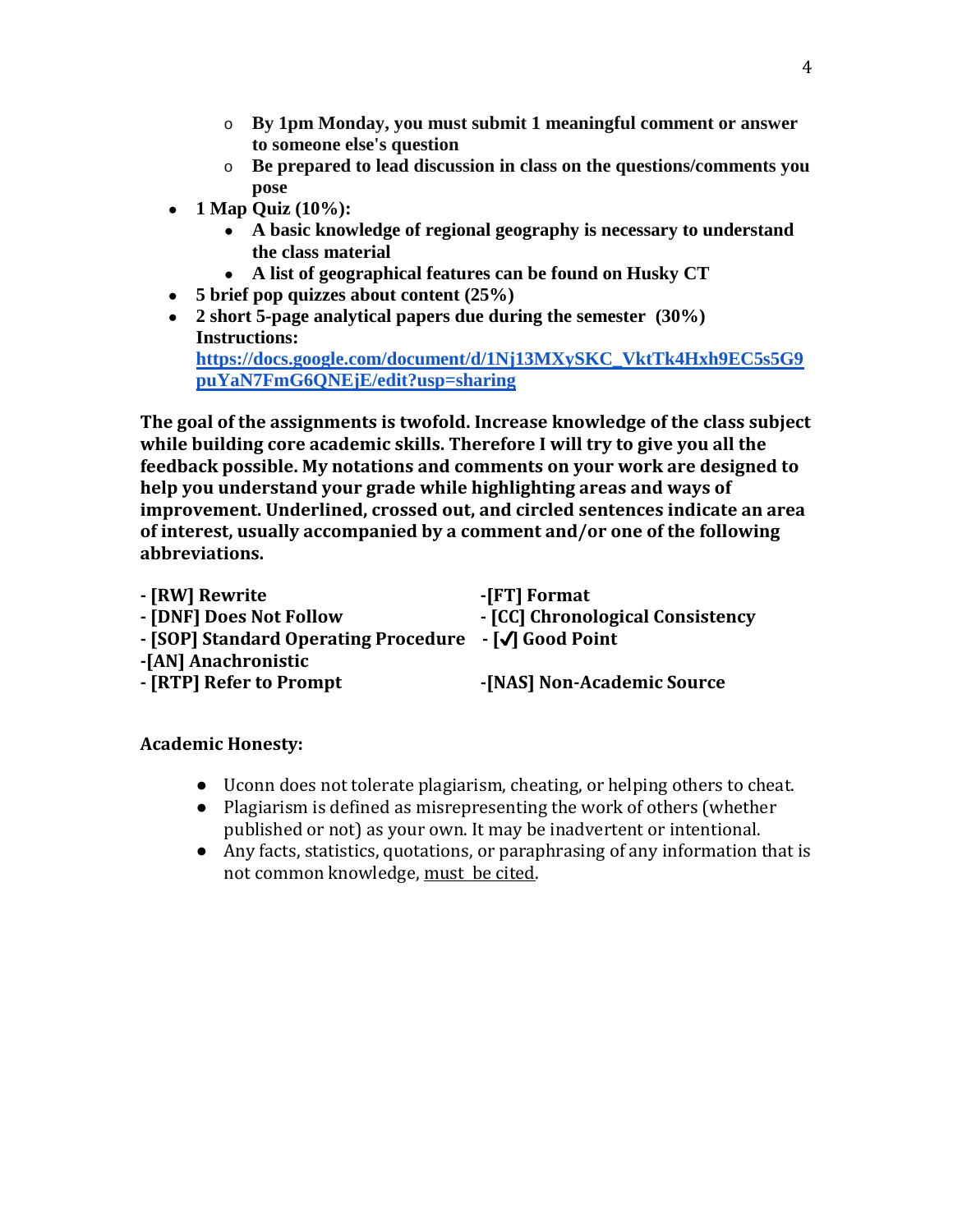- **By 1pm Monday, you must submit 1 meaningful comment or answer to someone else's question**
    - **Be prepared to lead discussion in class on the questions/comments you pose**
- **1 Map Quiz (10%):**
    - **A basic knowledge of regional geography is necessary to understand the class material**
    - **A list of geographical features can be found on Husky CT**
- **5 brief pop quizzes about content (25%)**
- **2 short 5-page analytical papers due during the semester (30%) Instructions: [https://docs.google.com/document/d/1Nj13MXySKC_VktTk4Hxh9EC5s5G9puYaN7FmG6QNEjE/edit?usp=sharing](https://docs.google.com/document/d/1Nj13MXySKC_VktTk4Hxh9EC5s5G9puYaN7FmG6QNEjE/edit?usp=sharing)**

**The goal of the assignments is twofold. Increase knowledge of the class subject while building core academic skills. Therefore I will try to give you all the feedback possible. My notations and comments on your work are designed to help you understand your grade while highlighting areas and ways of improvement. Underlined, crossed out, and circled sentences indicate an area of interest, usually accompanied by a comment and/or one of the following abbreviations.**

**- [RW] Rewrite**
**- [DNF] Does Not Follow**
**- [SOP] Standard Operating Procedure**
**-[AN] Anachronistic**
**- [RTP] Refer to Prompt**
**-[FT] Format**
**- [CC] Chronological Consistency**
**- [✓] Good Point**
**-[NAS] Non-Academic Source**

**Academic Honesty:**

- Uconn does not tolerate plagiarism, cheating, or helping others to cheat.
- Plagiarism is defined as misrepresenting the work of others (whether published or not) as your own. It may be inadvertent or intentional.
- Any facts, statistics, quotations, or paraphrasing of any information that is not common knowledge, <u>must be cited</u>.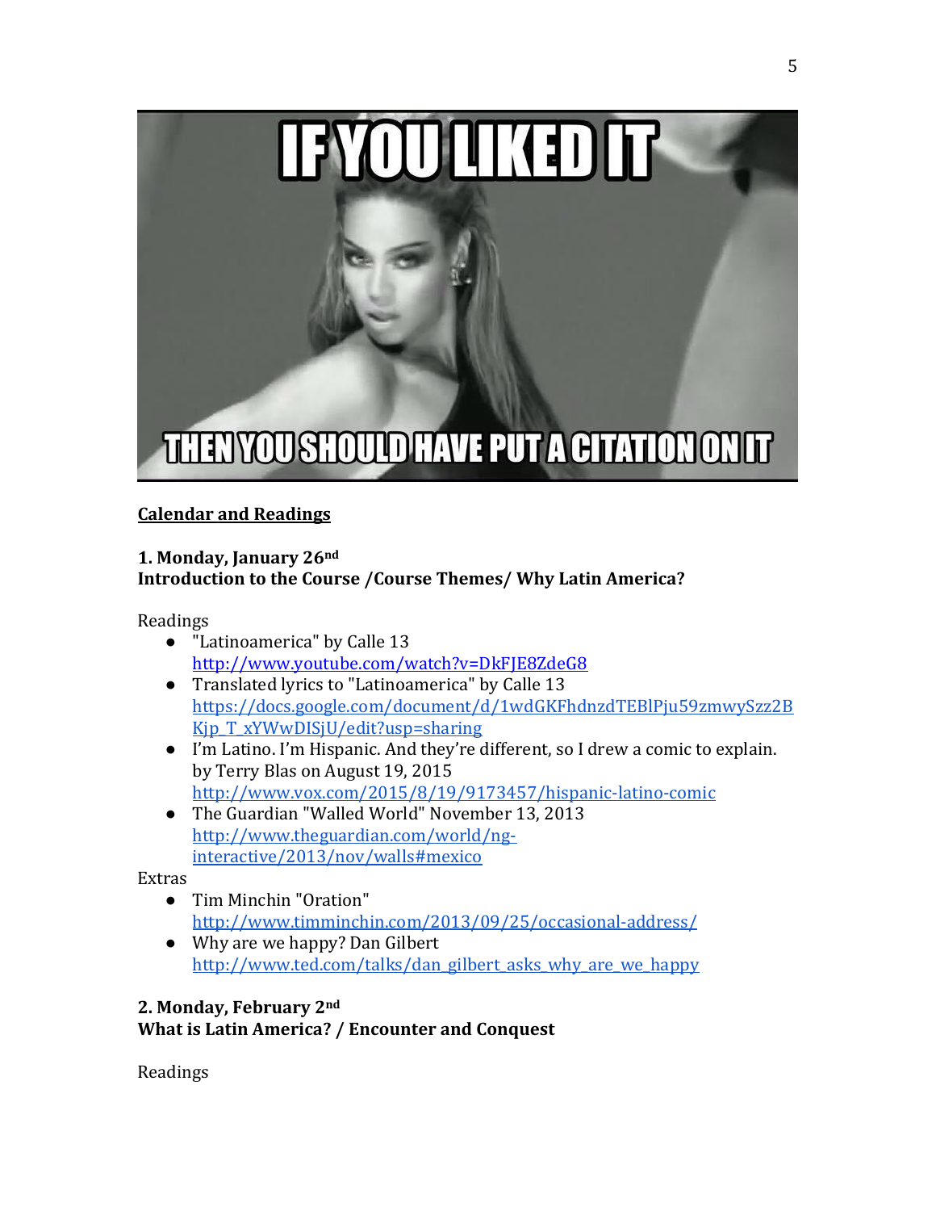## Calendar and Readings

**1. Monday, January 26nd**
**Introduction to the Course /Course Themes/ Why Latin America?**

Readings

- "Latinoamerica" by Calle 13
  http://www.youtube.com/watch?v=DkFJE8ZdeG8
- Translated lyrics to "Latinoamerica" by Calle 13
  https://docs.google.com/document/d/1wdGKFhdnzdTEBlPju59zmwySzz2BKjp_T_xYWwDISjU/edit?usp=sharing
- I'm Latino. I'm Hispanic. And they're different, so I drew a comic to explain. by Terry Blas on August 19, 2015
  http://www.vox.com/2015/8/19/9173457/hispanic-latino-comic
- The Guardian "Walled World" November 13, 2013
  http://www.theguardian.com/world/ng-interactive/2013/nov/walls#mexico

Extras

- Tim Minchin "Oration"
  http://www.timminchin.com/2013/09/25/occasional-address/
- Why are we happy? Dan Gilbert
  http://www.ted.com/talks/dan_gilbert_asks_why_are_we_happy

**2. Monday, February 2nd**
**What is Latin America? / Encounter and Conquest**

Readings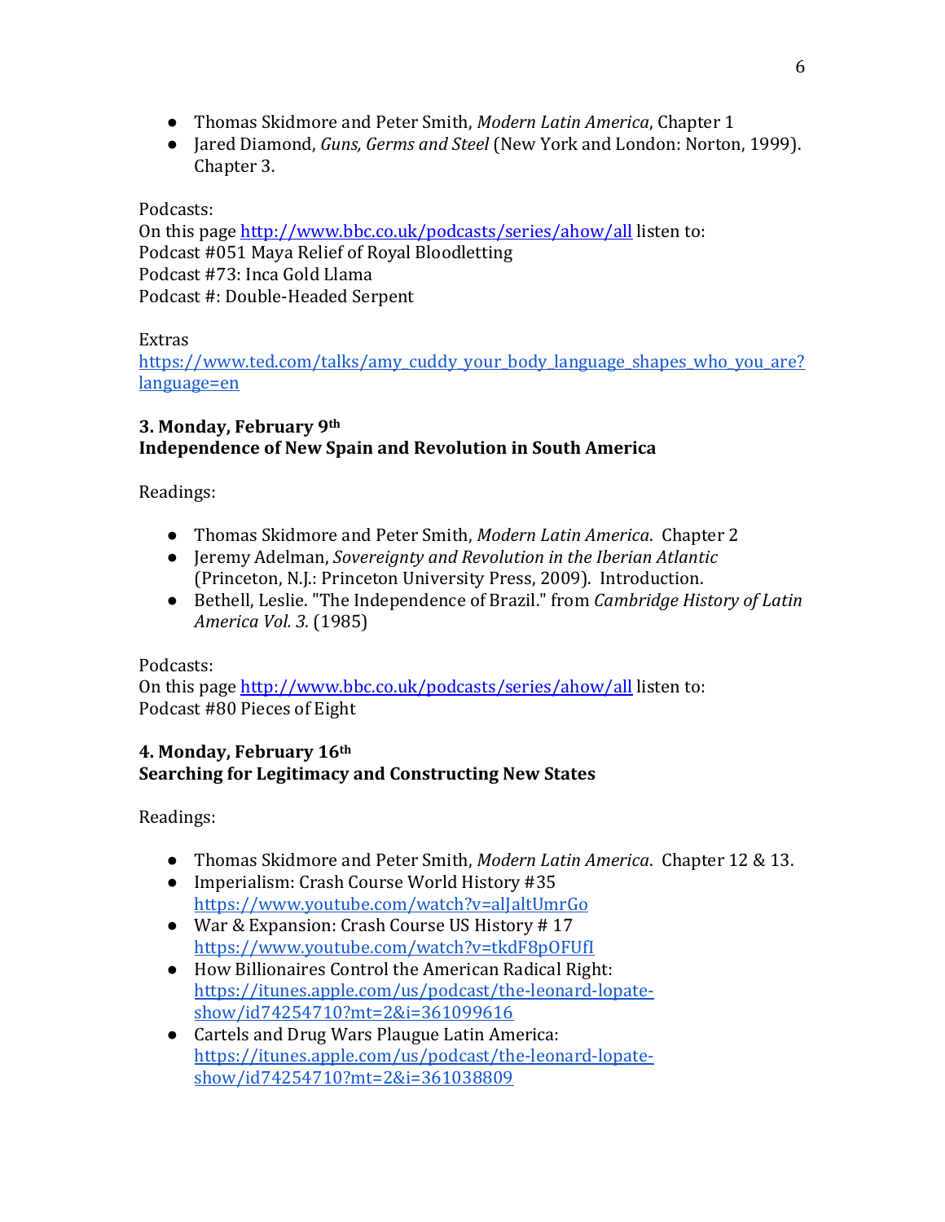- Thomas Skidmore and Peter Smith, *Modern Latin America*, Chapter 1
- Jared Diamond, *Guns, Germs and Steel* (New York and London: Norton, 1999). Chapter 3.

Podcasts:
On this page http://www.bbc.co.uk/podcasts/series/ahow/all listen to:
Podcast #051 Maya Relief of Royal Bloodletting
Podcast #73: Inca Gold Llama
Podcast #: Double-Headed Serpent

Extras
https://www.ted.com/talks/amy_cuddy_your_body_language_shapes_who_you_are?language=en

**3. Monday, February 9th**
**Independence of New Spain and Revolution in South America**

Readings:

- Thomas Skidmore and Peter Smith, *Modern Latin America*. Chapter 2
- Jeremy Adelman, *Sovereignty and Revolution in the Iberian Atlantic* (Princeton, N.J.: Princeton University Press, 2009). Introduction.
- Bethell, Leslie. "The Independence of Brazil." from *Cambridge History of Latin America Vol. 3.* (1985)

Podcasts:
On this page http://www.bbc.co.uk/podcasts/series/ahow/all listen to:
Podcast #80 Pieces of Eight

**4. Monday, February 16th**
**Searching for Legitimacy and Constructing New States**

Readings:

- Thomas Skidmore and Peter Smith, *Modern Latin America*. Chapter 12 & 13.
- Imperialism: Crash Course World History #35 https://www.youtube.com/watch?v=alJaltUmrGo
- War & Expansion: Crash Course US History # 17 https://www.youtube.com/watch?v=tkdF8pOFUfI
- How Billionaires Control the American Radical Right: https://itunes.apple.com/us/podcast/the-leonard-lopate-show/id74254710?mt=2&i=361099616
- Cartels and Drug Wars Plaugue Latin America: https://itunes.apple.com/us/podcast/the-leonard-lopate-show/id74254710?mt=2&i=361038809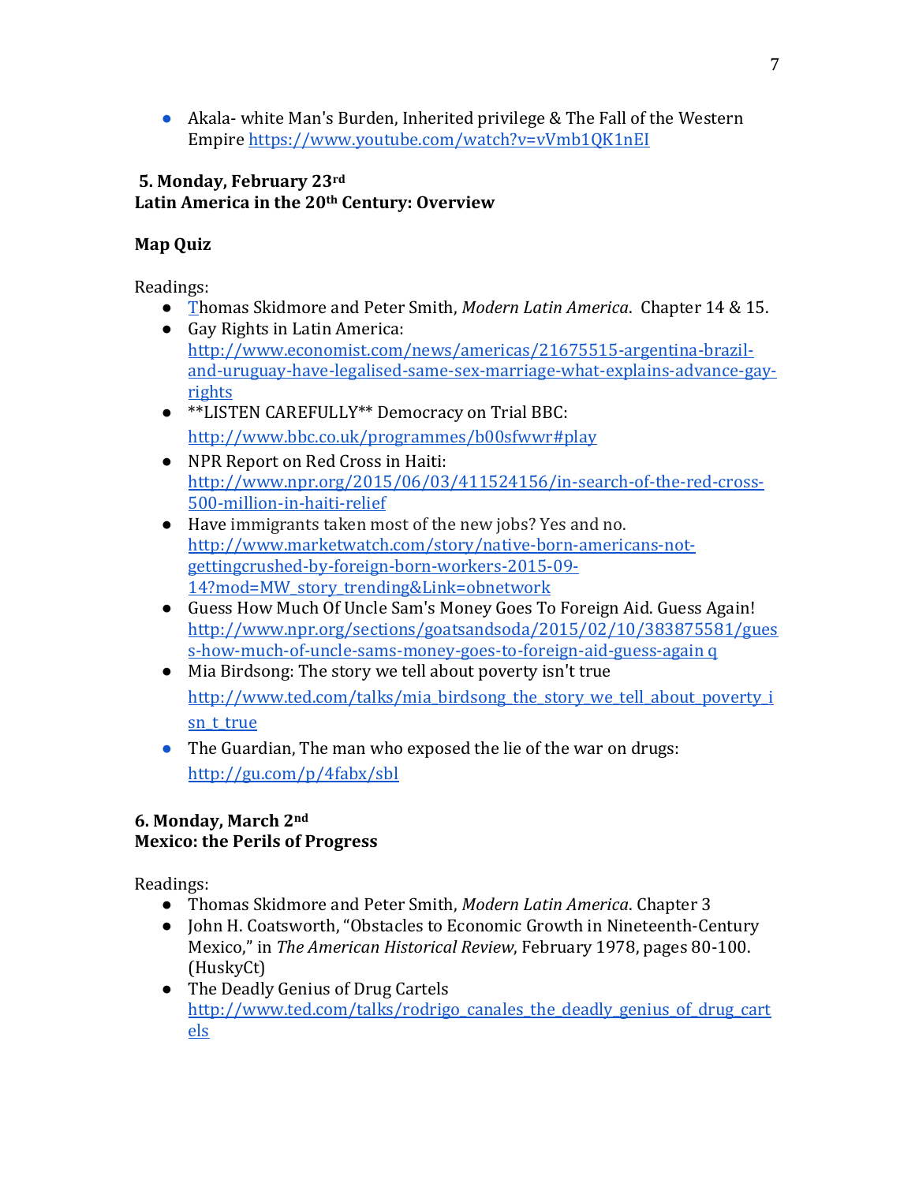- Akala- white Man's Burden, Inherited privilege & The Fall of the Western Empire https://www.youtube.com/watch?v=vVmb1QK1nEI

**5. Monday, February 23rd**
**Latin America in the 20th Century: Overview**

**Map Quiz**

Readings:

- Thomas Skidmore and Peter Smith, *Modern Latin America*. Chapter 14 & 15.
- Gay Rights in Latin America: http://www.economist.com/news/americas/21675515-argentina-brazil-and-uruguay-have-legalised-same-sex-marriage-what-explains-advance-gay-rights
- **LISTEN CAREFULLY** Democracy on Trial BBC: http://www.bbc.co.uk/programmes/b00sfwwr#play
- NPR Report on Red Cross in Haiti: http://www.npr.org/2015/06/03/411524156/in-search-of-the-red-cross-500-million-in-haiti-relief
- Have immigrants taken most of the new jobs? Yes and no. http://www.marketwatch.com/story/native-born-americans-not-gettingcrushed-by-foreign-born-workers-2015-09-14?mod=MW_story_trending&Link=obnetwork
- Guess How Much Of Uncle Sam's Money Goes To Foreign Aid. Guess Again! http://www.npr.org/sections/goatsandsoda/2015/02/10/383875581/guess-how-much-of-uncle-sams-money-goes-to-foreign-aid-guess-again q
- Mia Birdsong: The story we tell about poverty isn't true http://www.ted.com/talks/mia_birdsong_the_story_we_tell_about_poverty_isn_t_true
- The Guardian, The man who exposed the lie of the war on drugs: http://gu.com/p/4fabx/sbl

**6. Monday, March 2nd**
**Mexico: the Perils of Progress**

Readings:

- Thomas Skidmore and Peter Smith, *Modern Latin America*. Chapter 3
- John H. Coatsworth, "Obstacles to Economic Growth in Nineteenth-Century Mexico," in *The American Historical Review*, February 1978, pages 80-100. (HuskyCt)
- The Deadly Genius of Drug Cartels http://www.ted.com/talks/rodrigo_canales_the_deadly_genius_of_drug_cartels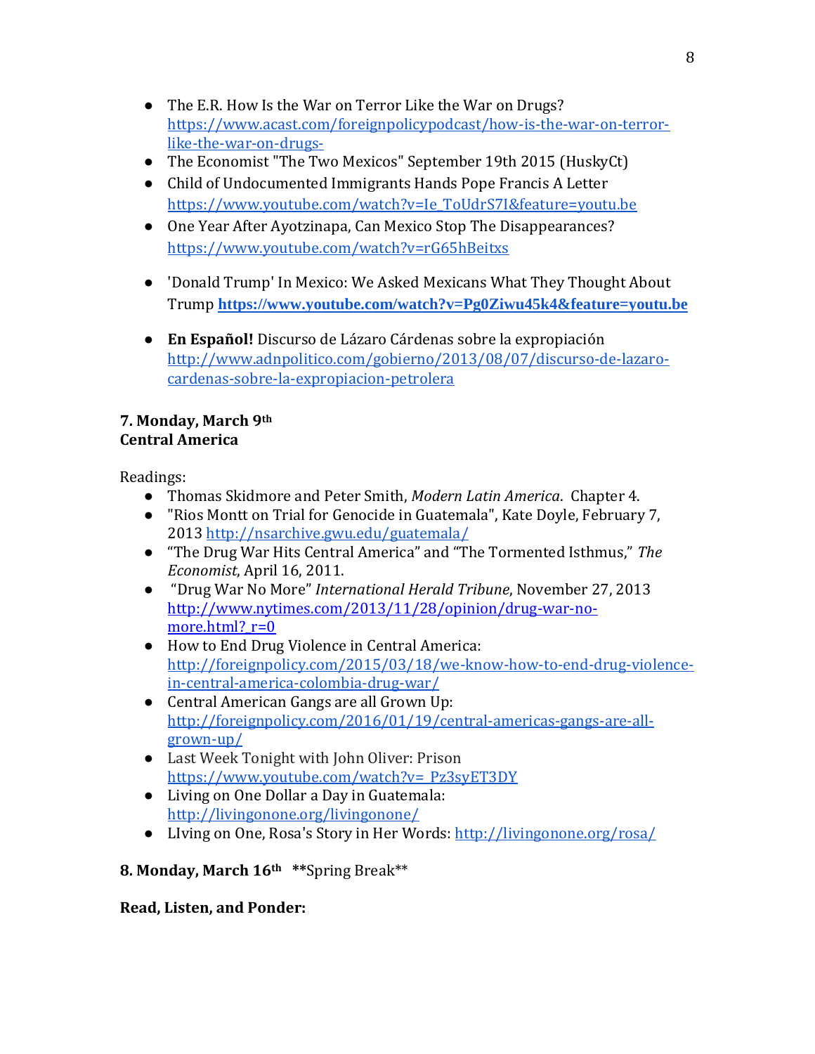- The E.R. How Is the War on Terror Like the War on Drugs? https://www.acast.com/foreignpolicypodcast/how-is-the-war-on-terror-like-the-war-on-drugs-
- The Economist "The Two Mexicos" September 19th 2015 (HuskyCt)
- Child of Undocumented Immigrants Hands Pope Francis A Letter https://www.youtube.com/watch?v=Ie_ToUdrS7I&feature=youtu.be
- One Year After Ayotzinapa, Can Mexico Stop The Disappearances? https://www.youtube.com/watch?v=rG65hBeitxs
- 'Donald Trump' In Mexico: We Asked Mexicans What They Thought About Trump **https://www.youtube.com/watch?v=Pg0Ziwu45k4&feature=youtu.be**
- **En Español!** Discurso de Lázaro Cárdenas sobre la expropiación http://www.adnpolitico.com/gobierno/2013/08/07/discurso-de-lazaro-cardenas-sobre-la-expropiacion-petrolera

**7. Monday, March 9th**
**Central America**

Readings:

- Thomas Skidmore and Peter Smith, *Modern Latin America*. Chapter 4.
- "Rios Montt on Trial for Genocide in Guatemala", Kate Doyle, February 7, 2013 http://nsarchive.gwu.edu/guatemala/
- "The Drug War Hits Central America" and "The Tormented Isthmus," *The Economist*, April 16, 2011.
- "Drug War No More" *International Herald Tribune*, November 27, 2013 http://www.nytimes.com/2013/11/28/opinion/drug-war-no-more.html?_r=0
- How to End Drug Violence in Central America: http://foreignpolicy.com/2015/03/18/we-know-how-to-end-drug-violence-in-central-america-colombia-drug-war/
- Central American Gangs are all Grown Up: http://foreignpolicy.com/2016/01/19/central-americas-gangs-are-all-grown-up/
- Last Week Tonight with John Oliver: Prison https://www.youtube.com/watch?v=_Pz3syET3DY
- Living on One Dollar a Day in Guatemala: http://livingonone.org/livingonone/
- LIving on One, Rosa's Story in Her Words: http://livingonone.org/rosa/

**8. Monday, March 16th** **Spring Break**

**Read, Listen, and Ponder:**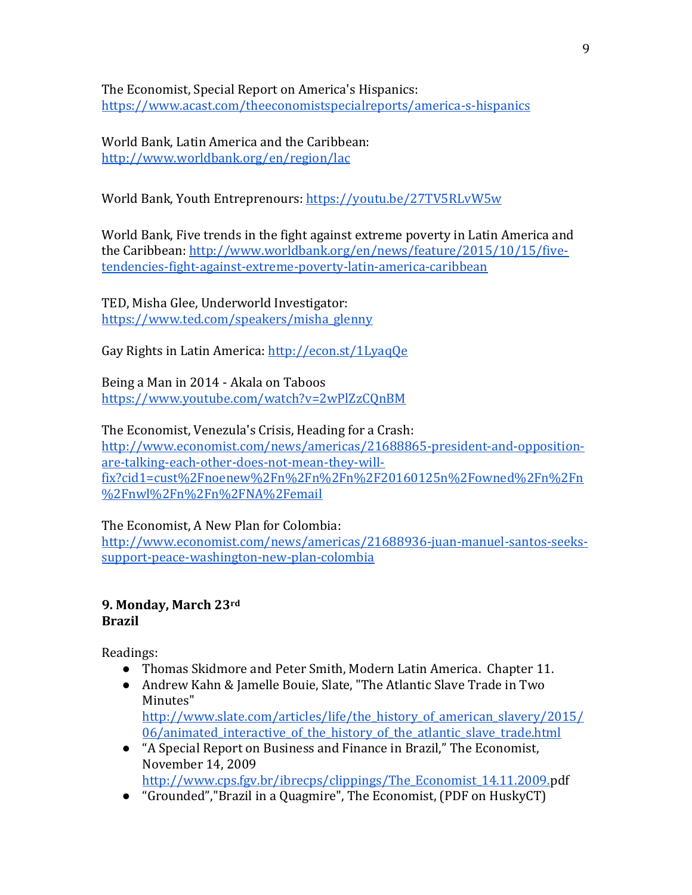The Economist, Special Report on America's Hispanics:
https://www.acast.com/theeconomistspecialreports/america-s-hispanics

World Bank, Latin America and the Caribbean:
http://www.worldbank.org/en/region/lac

World Bank, Youth Entreprenours: https://youtu.be/27TV5RLvW5w

World Bank, Five trends in the fight against extreme poverty in Latin America and the Caribbean: http://www.worldbank.org/en/news/feature/2015/10/15/five-tendencies-fight-against-extreme-poverty-latin-america-caribbean

TED, Misha Glee, Underworld Investigator:
https://www.ted.com/speakers/misha_glenny

Gay Rights in Latin America: http://econ.st/1LyaqQe

Being a Man in 2014 - Akala on Taboos
https://www.youtube.com/watch?v=2wPlZzCQnBM

The Economist, Venezula's Crisis, Heading for a Crash:
http://www.economist.com/news/americas/21688865-president-and-opposition-are-talking-each-other-does-not-mean-they-will-fix?cid1=cust%2Fnoenew%2Fn%2Fn%2Fn%2F20160125n%2Fowned%2Fn%2Fn%2Fnwl%2Fn%2Fn%2FNA%2Femail

The Economist, A New Plan for Colombia:
http://www.economist.com/news/americas/21688936-juan-manuel-santos-seeks-support-peace-washington-new-plan-colombia

**9. Monday, March 23rd**
**Brazil**

Readings:

- Thomas Skidmore and Peter Smith, Modern Latin America. Chapter 11.
- Andrew Kahn & Jamelle Bouie, Slate, "The Atlantic Slave Trade in Two Minutes"
  http://www.slate.com/articles/life/the_history_of_american_slavery/2015/06/animated_interactive_of_the_history_of_the_atlantic_slave_trade.html
- "A Special Report on Business and Finance in Brazil," The Economist, November 14, 2009
  http://www.cps.fgv.br/ibrecps/clippings/The_Economist_14.11.2009.pdf
- "Grounded","Brazil in a Quagmire", The Economist, (PDF on HuskyCT)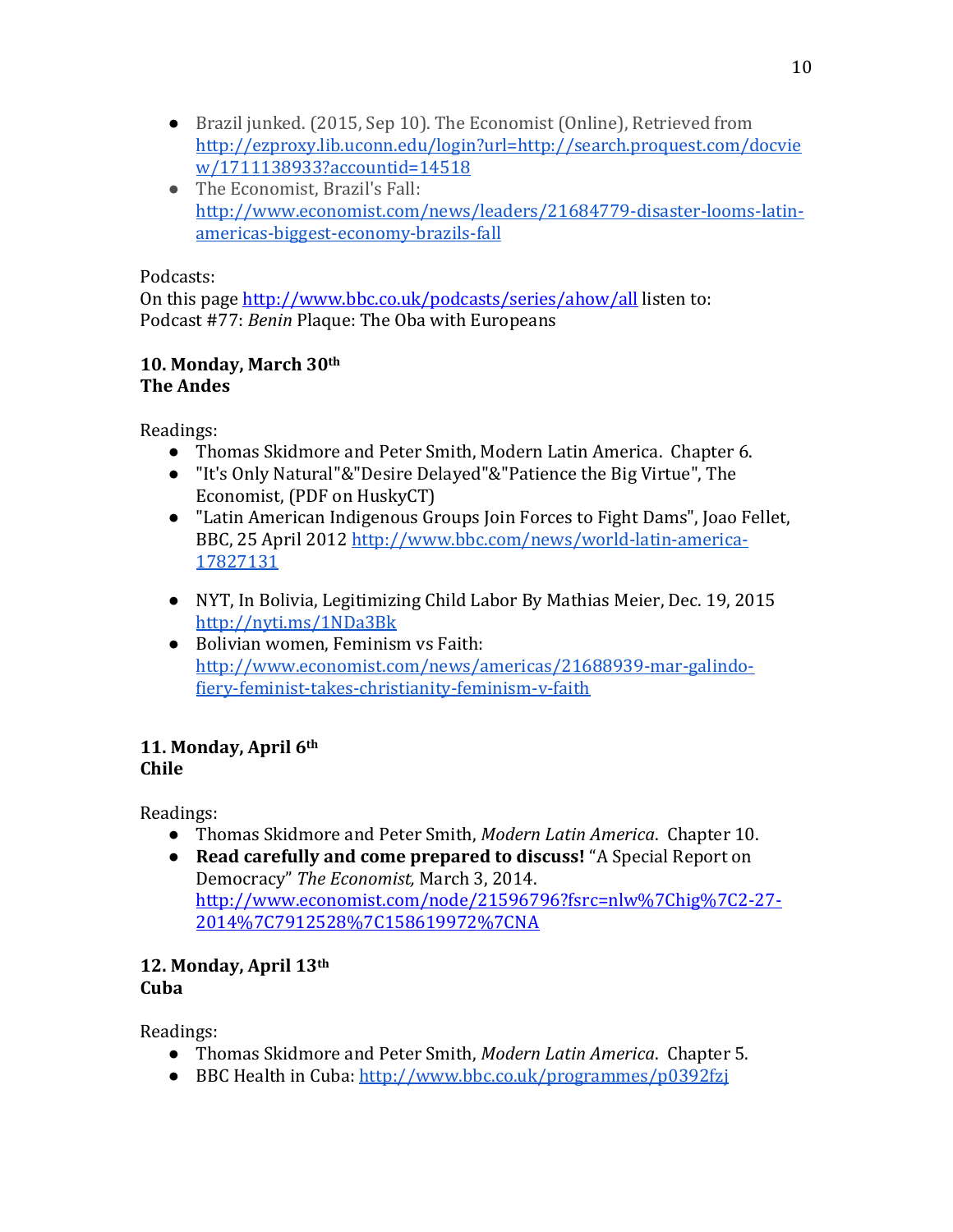- Brazil junked. (2015, Sep 10). The Economist (Online), Retrieved from [http://ezproxy.lib.uconn.edu/login?url=http://search.proquest.com/docview/1711138933?accountid=14518](http://ezproxy.lib.uconn.edu/login?url=http://search.proquest.com/docview/1711138933?accountid=14518)
- The Economist, Brazil's Fall: [http://www.economist.com/news/leaders/21684779-disaster-looms-latin-americas-biggest-economy-brazils-fall](http://www.economist.com/news/leaders/21684779-disaster-looms-latin-americas-biggest-economy-brazils-fall)

Podcasts:
On this page [http://www.bbc.co.uk/podcasts/series/ahow/all](http://www.bbc.co.uk/podcasts/series/ahow/all) listen to:
Podcast #77: *Benin* Plaque: The Oba with Europeans

**10. Monday, March 30th**
**The Andes**

Readings:

- Thomas Skidmore and Peter Smith, Modern Latin America. Chapter 6.
- "It's Only Natural"&"Desire Delayed"&"Patience the Big Virtue", The Economist, (PDF on HuskyCT)
- "Latin American Indigenous Groups Join Forces to Fight Dams", Joao Fellet, BBC, 25 April 2012 [http://www.bbc.com/news/world-latin-america-17827131](http://www.bbc.com/news/world-latin-america-17827131)
- NYT, In Bolivia, Legitimizing Child Labor By Mathias Meier, Dec. 19, 2015 [http://nyti.ms/1NDa3Bk](http://nyti.ms/1NDa3Bk)
- Bolivian women, Feminism vs Faith: [http://www.economist.com/news/americas/21688939-mar-galindo-fiery-feminist-takes-christianity-feminism-v-faith](http://www.economist.com/news/americas/21688939-mar-galindo-fiery-feminist-takes-christianity-feminism-v-faith)

**11. Monday, April 6th**
**Chile**

Readings:

- Thomas Skidmore and Peter Smith, *Modern Latin America*. Chapter 10.
- **Read carefully and come prepared to discuss!** "A Special Report on Democracy" *The Economist,* March 3, 2014. [http://www.economist.com/node/21596796?fsrc=nlw%7Chig%7C2-27-2014%7C7912528%7C158619972%7CNA](http://www.economist.com/node/21596796?fsrc=nlw%7Chig%7C2-27-2014%7C7912528%7C158619972%7CNA)

**12. Monday, April 13th**
**Cuba**

Readings:

- Thomas Skidmore and Peter Smith, *Modern Latin America*. Chapter 5.
- BBC Health in Cuba: [http://www.bbc.co.uk/programmes/p0392fzj](http://www.bbc.co.uk/programmes/p0392fzj)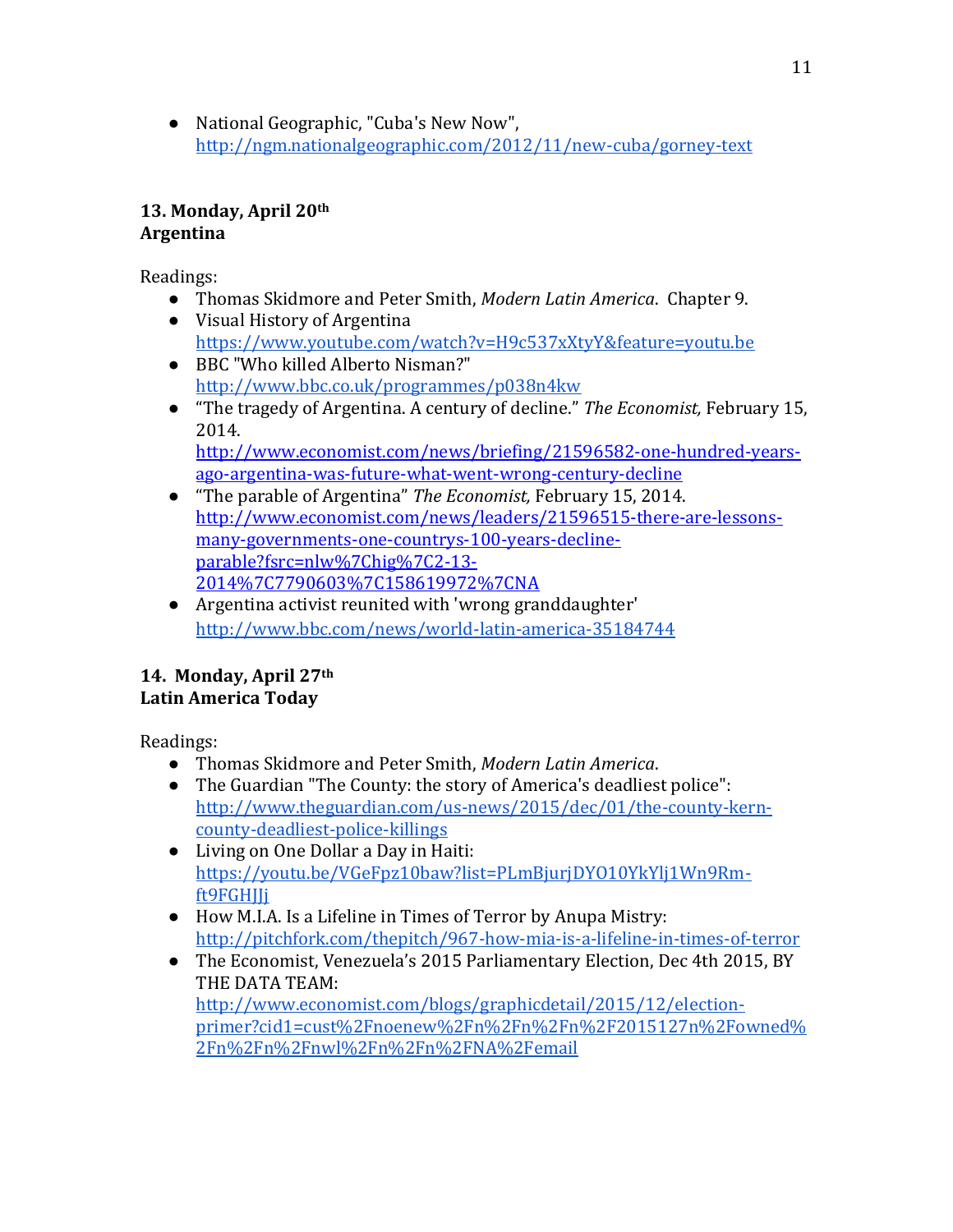- National Geographic, "Cuba's New Now", http://ngm.nationalgeographic.com/2012/11/new-cuba/gorney-text

### 13. Monday, April 20th
### Argentina

Readings:

- Thomas Skidmore and Peter Smith, *Modern Latin America*. Chapter 9.
- Visual History of Argentina https://www.youtube.com/watch?v=H9c537xXtyY&feature=youtu.be
- BBC "Who killed Alberto Nisman?" http://www.bbc.co.uk/programmes/p038n4kw
- "The tragedy of Argentina. A century of decline." *The Economist,* February 15, 2014. http://www.economist.com/news/briefing/21596582-one-hundred-years-ago-argentina-was-future-what-went-wrong-century-decline
- "The parable of Argentina" *The Economist,* February 15, 2014. http://www.economist.com/news/leaders/21596515-there-are-lessons-many-governments-one-countrys-100-years-decline-parable?fsrc=nlw%7Chig%7C2-13-2014%7C7790603%7C158619972%7CNA
- Argentina activist reunited with 'wrong granddaughter' http://www.bbc.com/news/world-latin-america-35184744

### 14. Monday, April 27th
### Latin America Today

Readings:

- Thomas Skidmore and Peter Smith, *Modern Latin America*.
- The Guardian "The County: the story of America's deadliest police": http://www.theguardian.com/us-news/2015/dec/01/the-county-kern-county-deadliest-police-killings
- Living on One Dollar a Day in Haiti: https://youtu.be/VGeFpz10baw?list=PLmBjurjDYO10YkYlj1Wn9Rm-ft9FGHJJj
- How M.I.A. Is a Lifeline in Times of Terror by Anupa Mistry: http://pitchfork.com/thepitch/967-how-mia-is-a-lifeline-in-times-of-terror
- The Economist, Venezuela's 2015 Parliamentary Election, Dec 4th 2015, BY THE DATA TEAM: http://www.economist.com/blogs/graphicdetail/2015/12/election-primer?cid1=cust%2Fnoenew%2Fn%2Fn%2Fn%2F2015127n%2Fowned%2Fn%2Fn%2Fnwl%2Fn%2Fn%2FNA%2Femail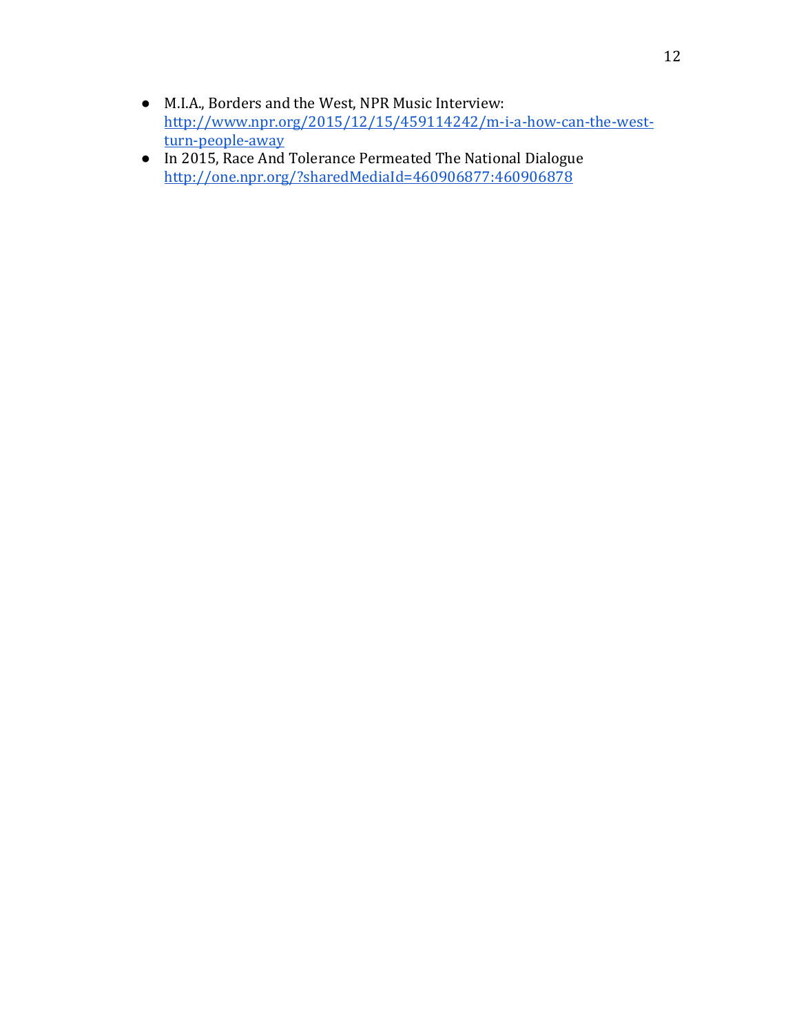- M.I.A., Borders and the West, NPR Music Interview: [http://www.npr.org/2015/12/15/459114242/m-i-a-how-can-the-west-turn-people-away](http://www.npr.org/2015/12/15/459114242/m-i-a-how-can-the-west-turn-people-away)
- In 2015, Race And Tolerance Permeated The National Dialogue [http://one.npr.org/?sharedMediaId=460906877:460906878](http://one.npr.org/?sharedMediaId=460906877:460906878)